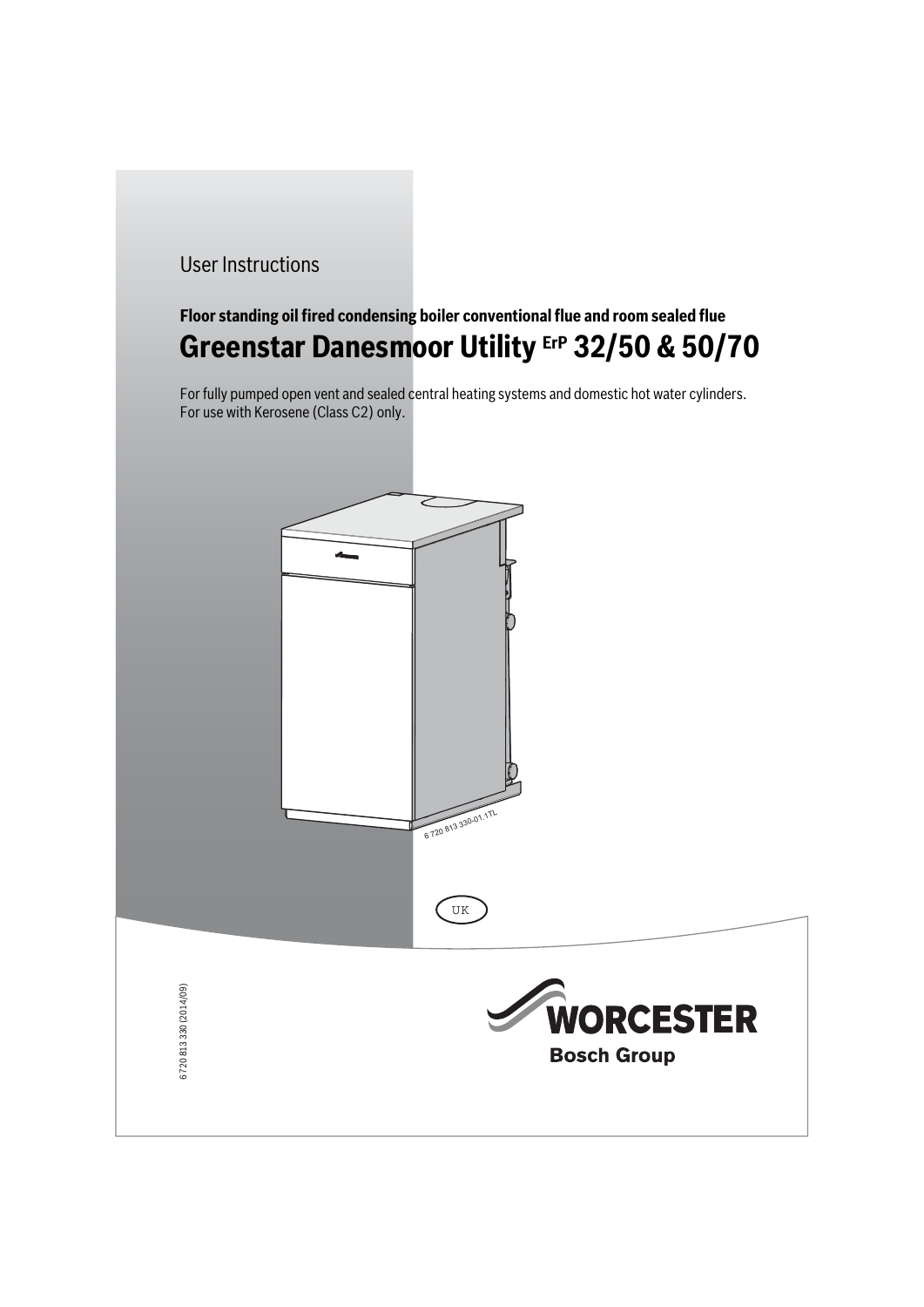User Instructions

**Floor standing oil fired condensing boiler conventional flue and room sealed flue**

# Greenstar Danesmoor Utility ErP 32/50 & 50/70

For fully pumped open vent and sealed central heating systems and domestic hot water cylinders.
For use with Kerosene (Class C2) only.

6 720 813 330-01.1TL

UK

6 720 813 330 (2014/09)

WORCESTER
Bosch Group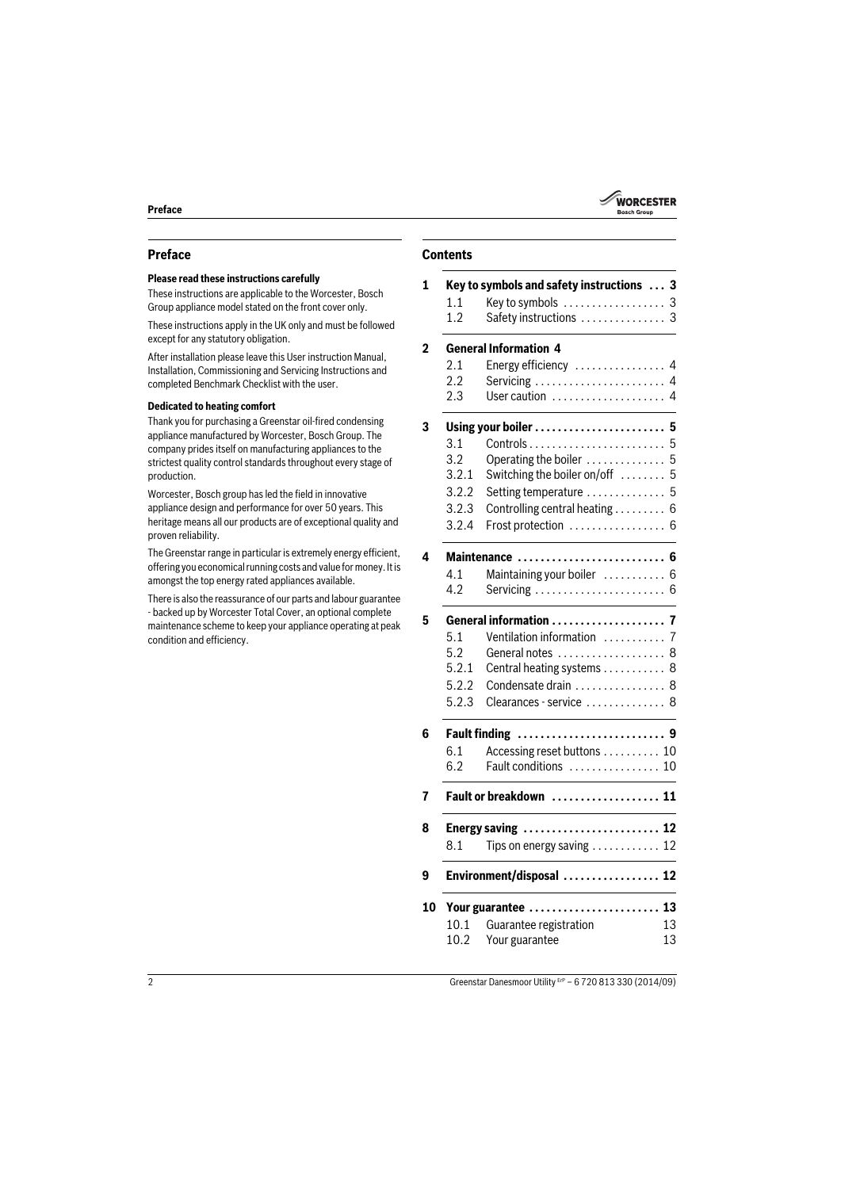## Preface

**Please read these instructions carefully**

These instructions are applicable to the Worcester, Bosch Group appliance model stated on the front cover only.

These instructions apply in the UK only and must be followed except for any statutory obligation.

After installation please leave this User instruction Manual, Installation, Commissioning and Servicing Instructions and completed Benchmark Checklist with the user.

**Dedicated to heating comfort**

Thank you for purchasing a Greenstar oil-fired condensing appliance manufactured by Worcester, Bosch Group. The company prides itself on manufacturing appliances to the strictest quality control standards throughout every stage of production.

Worcester, Bosch group has led the field in innovative appliance design and performance for over 50 years. This heritage means all our products are of exceptional quality and proven reliability.

The Greenstar range in particular is extremely energy efficient, offering you economical running costs and value for money. It is amongst the top energy rated appliances available.

There is also the reassurance of our parts and labour guarantee - backed up by Worcester Total Cover, an optional complete maintenance scheme to keep your appliance operating at peak condition and efficiency.

## Contents

**1 Key to symbols and safety instructions ... 3**
- 1.1 Key to symbols ... 3
- 1.2 Safety instructions ... 3

**2 General Information 4**
- 2.1 Energy efficiency ... 4
- 2.2 Servicing ... 4
- 2.3 User caution ... 4

**3 Using your boiler ... 5**
- 3.1 Controls ... 5
- 3.2 Operating the boiler ... 5
- 3.2.1 Switching the boiler on/off ... 5
- 3.2.2 Setting temperature ... 5
- 3.2.3 Controlling central heating ... 6
- 3.2.4 Frost protection ... 6

**4 Maintenance ... 6**
- 4.1 Maintaining your boiler ... 6
- 4.2 Servicing ... 6

**5 General information ... 7**
- 5.1 Ventilation information ... 7
- 5.2 General notes ... 8
- 5.2.1 Central heating systems ... 8
- 5.2.2 Condensate drain ... 8
- 5.2.3 Clearances - service ... 8

**6 Fault finding ... 9**
- 6.1 Accessing reset buttons ... 10
- 6.2 Fault conditions ... 10

**7 Fault or breakdown ... 11**

**8 Energy saving ... 12**
- 8.1 Tips on energy saving ... 12

**9 Environment/disposal ... 12**

**10 Your guarantee ... 13**
- 10.1 Guarantee registration 13
- 10.2 Your guarantee 13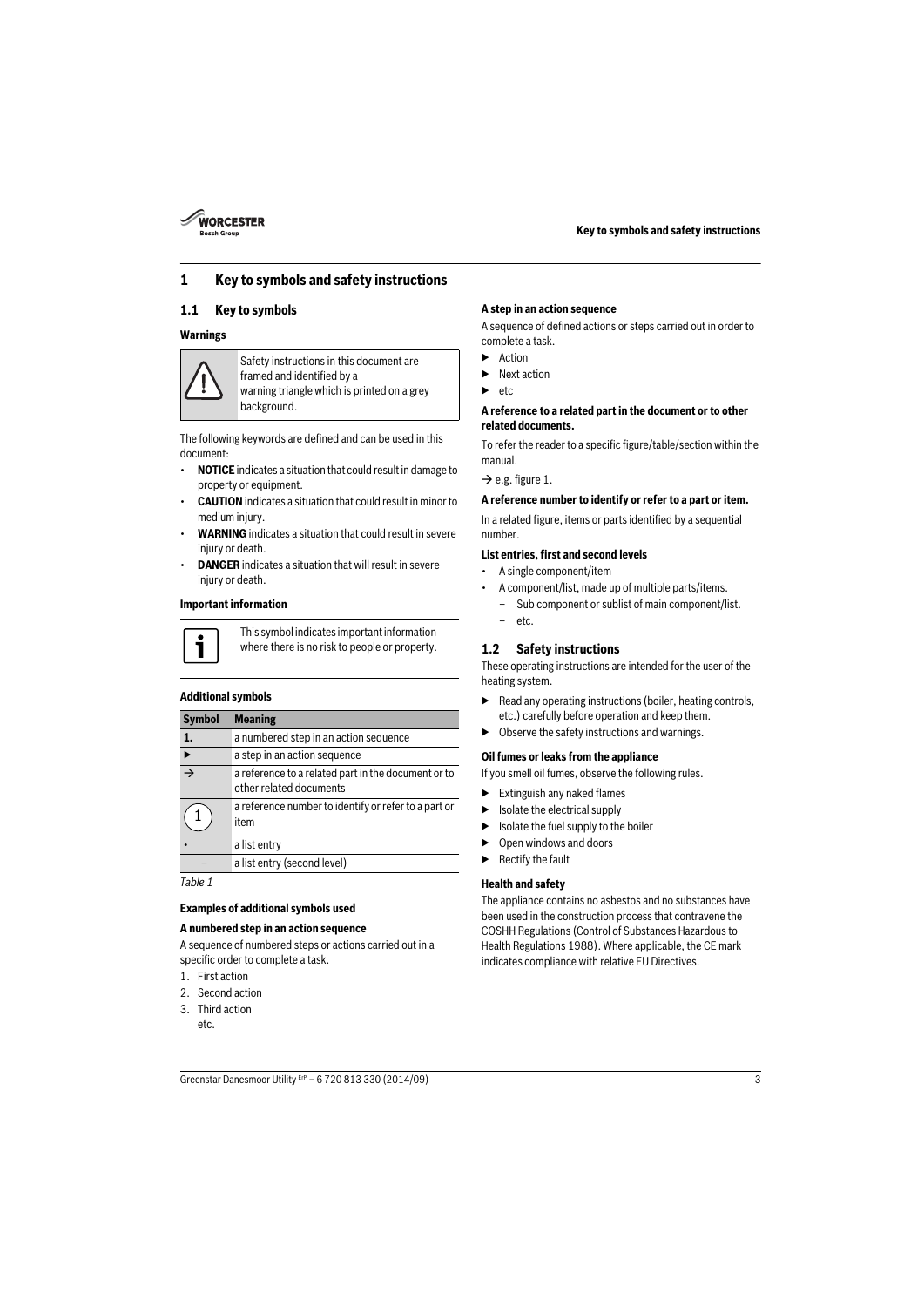# 1 Key to symbols and safety instructions

## 1.1 Key to symbols

### Warnings

| | |
|---|---|
| ⚠ | Safety instructions in this document are framed and identified by a warning triangle which is printed on a grey background. |

The following keywords are defined and can be used in this document:

- **NOTICE** indicates a situation that could result in damage to property or equipment.
- **CAUTION** indicates a situation that could result in minor to medium injury.
- **WARNING** indicates a situation that could result in severe injury or death.
- **DANGER** indicates a situation that will result in severe injury or death.

### Important information

| | |
|---|---|
| i | This symbol indicates important information where there is no risk to people or property. |

### Additional symbols

| Symbol | Meaning |
|---|---|
| 1. | a numbered step in an action sequence |
| ▶ | a step in an action sequence |
| → | a reference to a related part in the document or to other related documents |
| (1) | a reference number to identify or refer to a part or item |
| • | a list entry |
| – | a list entry (second level) |

*Table 1*

### Examples of additional symbols used

**A numbered step in an action sequence**

A sequence of numbered steps or actions carried out in a specific order to complete a task.

1. First action
2. Second action
3. Third action
   etc.

**A step in an action sequence**

A sequence of defined actions or steps carried out in order to complete a task.

- ▶ Action
- ▶ Next action
- ▶ etc

**A reference to a related part in the document or to other related documents.**

To refer the reader to a specific figure/table/section within the manual.

→ e.g. figure 1.

**A reference number to identify or refer to a part or item.**

In a related figure, items or parts identified by a sequential number.

**List entries, first and second levels**

- A single component/item
- A component/list, made up of multiple parts/items.
  - Sub component or sublist of main component/list.
  - etc.

## 1.2 Safety instructions

These operating instructions are intended for the user of the heating system.

- ▶ Read any operating instructions (boiler, heating controls, etc.) carefully before operation and keep them.
- ▶ Observe the safety instructions and warnings.

### Oil fumes or leaks from the appliance

If you smell oil fumes, observe the following rules.

- ▶ Extinguish any naked flames
- ▶ Isolate the electrical supply
- ▶ Isolate the fuel supply to the boiler
- ▶ Open windows and doors
- ▶ Rectify the fault

### Health and safety

The appliance contains no asbestos and no substances have been used in the construction process that contravene the COSHH Regulations (Control of Substances Hazardous to Health Regulations 1988). Where applicable, the CE mark indicates compliance with relative EU Directives.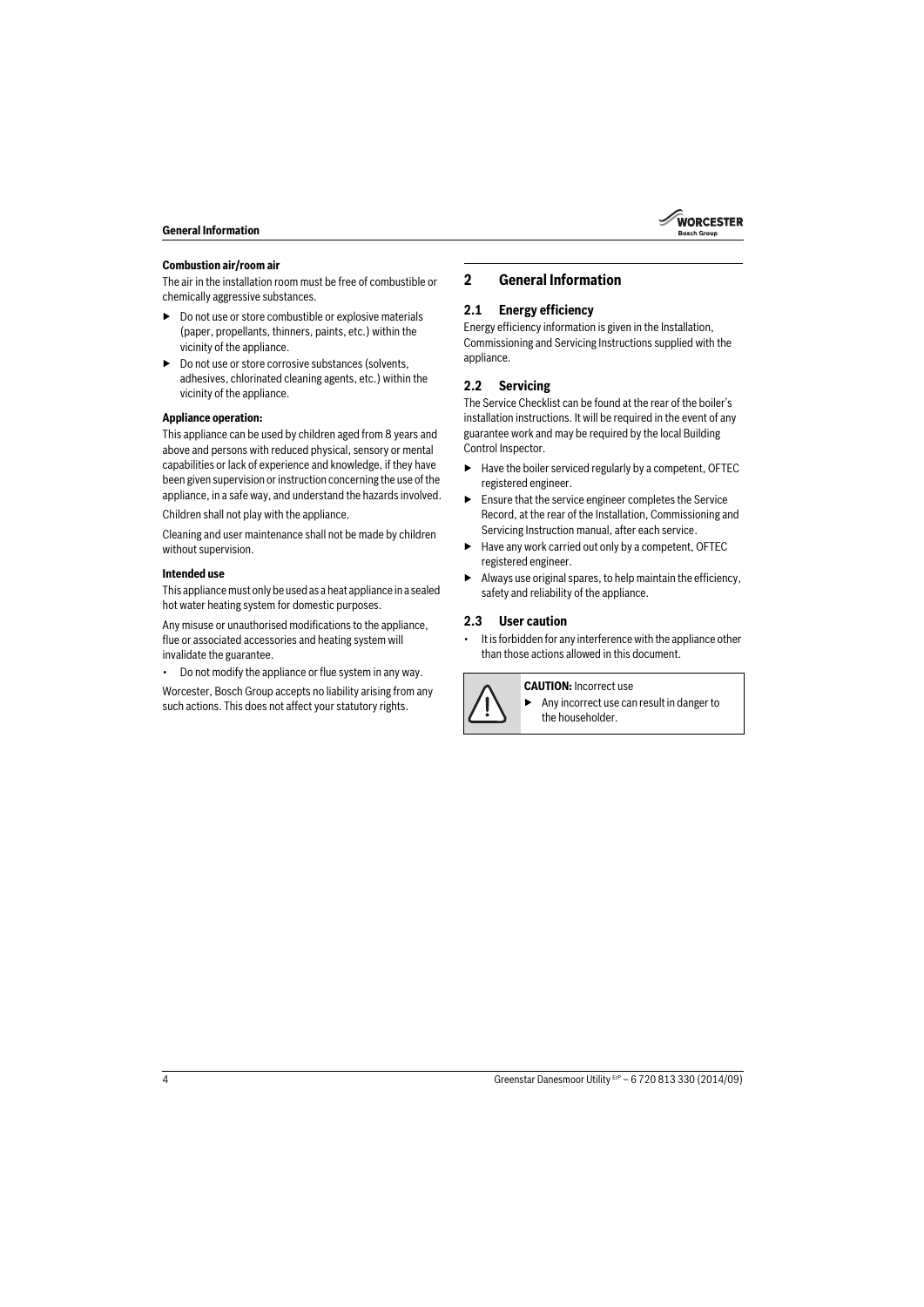**Combustion air/room air**

The air in the installation room must be free of combustible or chemically aggressive substances.

- ▶ Do not use or store combustible or explosive materials (paper, propellants, thinners, paints, etc.) within the vicinity of the appliance.
- ▶ Do not use or store corrosive substances (solvents, adhesives, chlorinated cleaning agents, etc.) within the vicinity of the appliance.

**Appliance operation:**

This appliance can be used by children aged from 8 years and above and persons with reduced physical, sensory or mental capabilities or lack of experience and knowledge, if they have been given supervision or instruction concerning the use of the appliance, in a safe way, and understand the hazards involved.

Children shall not play with the appliance.

Cleaning and user maintenance shall not be made by children without supervision.

**Intended use**

This appliance must only be used as a heat appliance in a sealed hot water heating system for domestic purposes.

Any misuse or unauthorised modifications to the appliance, flue or associated accessories and heating system will invalidate the guarantee.

- Do not modify the appliance or flue system in any way.

Worcester, Bosch Group accepts no liability arising from any such actions. This does not affect your statutory rights.

# 2 General Information

## 2.1 Energy efficiency

Energy efficiency information is given in the Installation, Commissioning and Servicing Instructions supplied with the appliance.

## 2.2 Servicing

The Service Checklist can be found at the rear of the boiler's installation instructions. It will be required in the event of any guarantee work and may be required by the local Building Control Inspector.

- ▶ Have the boiler serviced regularly by a competent, OFTEC registered engineer.
- ▶ Ensure that the service engineer completes the Service Record, at the rear of the Installation, Commissioning and Servicing Instruction manual, after each service.
- ▶ Have any work carried out only by a competent, OFTEC registered engineer.
- ▶ Always use original spares, to help maintain the efficiency, safety and reliability of the appliance.

## 2.3 User caution

- It is forbidden for any interference with the appliance other than those actions allowed in this document.

**CAUTION:** Incorrect use

- ▶ Any incorrect use can result in danger to the householder.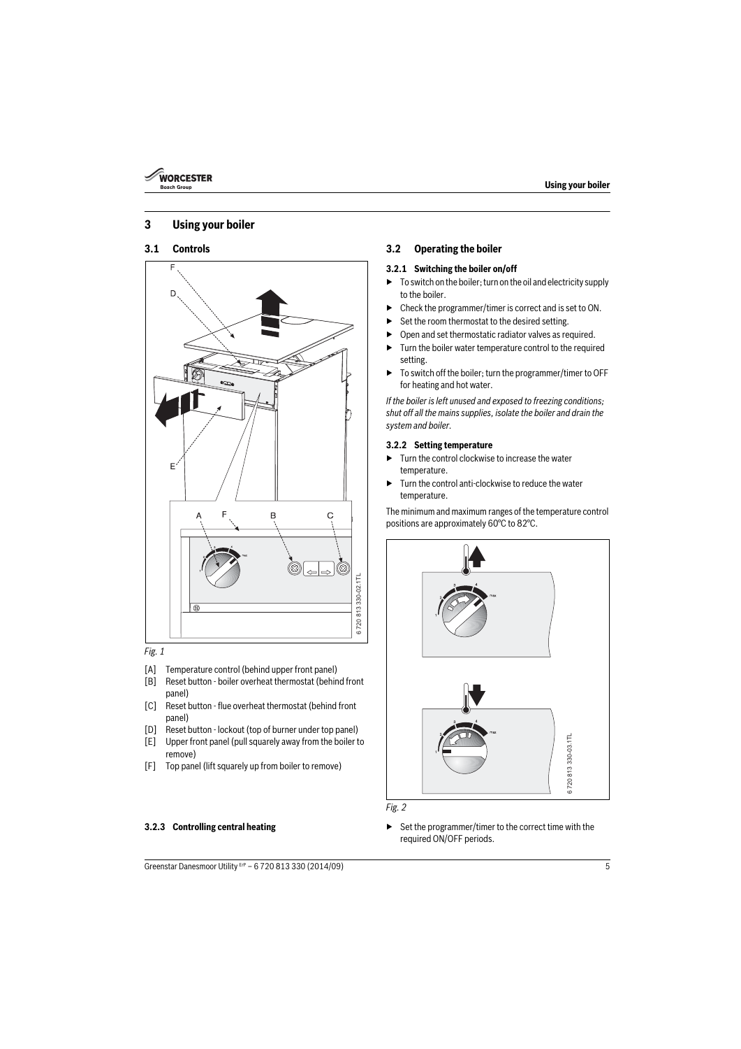# 3 Using your boiler

## 3.1 Controls

*Fig. 1*

[A] Temperature control (behind upper front panel)
[B] Reset button - boiler overheat thermostat (behind front panel)
[C] Reset button - flue overheat thermostat (behind front panel)
[D] Reset button - lockout (top of burner under top panel)
[E] Upper front panel (pull squarely away from the boiler to remove)
[F] Top panel (lift squarely up from boiler to remove)

## 3.2 Operating the boiler

### 3.2.1 Switching the boiler on/off

- To switch on the boiler; turn on the oil and electricity supply to the boiler.
- Check the programmer/timer is correct and is set to ON.
- Set the room thermostat to the desired setting.
- Open and set thermostatic radiator valves as required.
- Turn the boiler water temperature control to the required setting.
- To switch off the boiler; turn the programmer/timer to OFF for heating and hot water.

*If the boiler is left unused and exposed to freezing conditions; shut off all the mains supplies, isolate the boiler and drain the system and boiler.*

### 3.2.2 Setting temperature

- Turn the control clockwise to increase the water temperature.
- Turn the control anti-clockwise to reduce the water temperature.

The minimum and maximum ranges of the temperature control positions are approximately 60°C to 82°C.

*Fig. 2*

### 3.2.3 Controlling central heating

- Set the programmer/timer to the correct time with the required ON/OFF periods.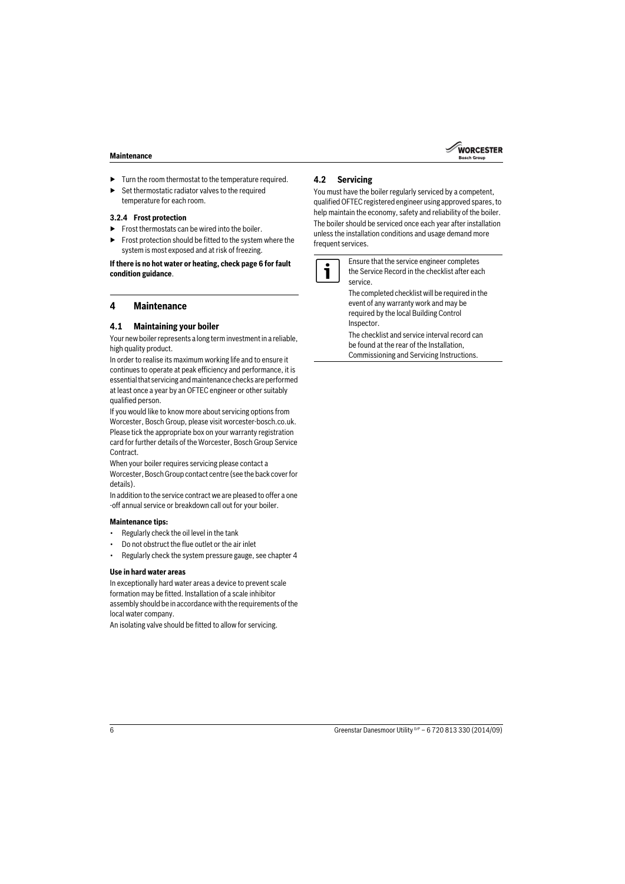- Turn the room thermostat to the temperature required.
- Set thermostatic radiator valves to the required temperature for each room.

#### 3.2.4 Frost protection

- Frost thermostats can be wired into the boiler.
- Frost protection should be fitted to the system where the system is most exposed and at risk of freezing.

**If there is no hot water or heating, check page 6 for fault condition guidance**.

## 4 Maintenance

### 4.1 Maintaining your boiler

Your new boiler represents a long term investment in a reliable, high quality product.

In order to realise its maximum working life and to ensure it continues to operate at peak efficiency and performance, it is essential that servicing and maintenance checks are performed at least once a year by an OFTEC engineer or other suitably qualified person.

If you would like to know more about servicing options from Worcester, Bosch Group, please visit worcester-bosch.co.uk. Please tick the appropriate box on your warranty registration card for further details of the Worcester, Bosch Group Service Contract.

When your boiler requires servicing please contact a Worcester, Bosch Group contact centre (see the back cover for details).

In addition to the service contract we are pleased to offer a one -off annual service or breakdown call out for your boiler.

**Maintenance tips:**

- Regularly check the oil level in the tank
- Do not obstruct the flue outlet or the air inlet
- Regularly check the system pressure gauge, see chapter 4

**Use in hard water areas**

In exceptionally hard water areas a device to prevent scale formation may be fitted. Installation of a scale inhibitor assembly should be in accordance with the requirements of the local water company.

An isolating valve should be fitted to allow for servicing.

### 4.2 Servicing

You must have the boiler regularly serviced by a competent, qualified OFTEC registered engineer using approved spares, to help maintain the economy, safety and reliability of the boiler.

The boiler should be serviced once each year after installation unless the installation conditions and usage demand more frequent services.

Ensure that the service engineer completes the Service Record in the checklist after each service.

The completed checklist will be required in the event of any warranty work and may be required by the local Building Control Inspector.

The checklist and service interval record can be found at the rear of the Installation, Commissioning and Servicing Instructions.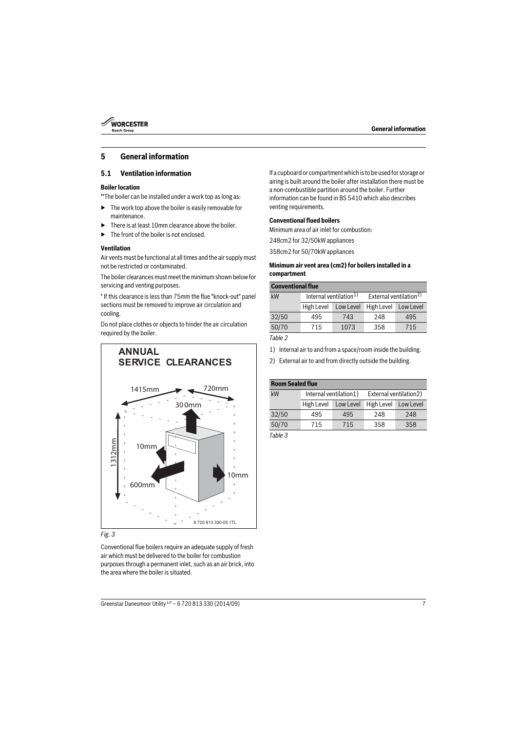# 5 General information

## 5.1 Ventilation information

**Boiler location**

**The boiler can be installed under a work top as long as:

- The work top above the boiler is easily removable for maintenance.
- There is at least 10mm clearance above the boiler.
- The front of the boiler is not enclosed.

**Ventilation**

Air vents must be functional at all times and the air supply must not be restricted or contaminated.

The boiler clearances must meet the minimum shown below for servicing and venting purposes.

* If this clearance is less than 75mm the flue "knock-out" panel sections must be removed to improve air circulation and cooling.

Do not place clothes or objects to hinder the air circulation required by the boiler.

ANNUAL SERVICE CLEARANCES

1415mm, 720mm, 300mm, 1312mm, 10mm, 600mm, 10mm

6 720 813 330-05.1TL

*Fig. 3*

Conventional flue boilers require an adequate supply of fresh air which must be delivered to the boiler for combustion purposes through a permanent inlet, such as an air brick, into the area where the boiler is situated.

If a cupboard or compartment which is to be used for storage or airing is built around the boiler after installation there must be a non-combustible partition around the boiler. Further information can be found in BS 5410 which also describes venting requirements.

**Conventional flued boilers**

Minimum area of air inlet for combustion:

248cm2 for 32/50kW appliances

358cm2 for 50/70kW appliances

**Minimum air vent area (cm2) for boilers installed in a compartment**

| Conventional flue | | | | |
|---|---|---|---|---|
| kW | Internal ventilation1) | | External ventilation2) | |
| | High Level | Low Level | High Level | Low Level |
| 32/50 | 495 | 743 | 248 | 495 |
| 50/70 | 715 | 1073 | 358 | 715 |

*Table 2*

1) Internal air to and from a space/room inside the building.

2) External air to and from directly outside the building.

| Room Sealed flue | | | | |
|---|---|---|---|---|
| kW | Internal ventilation1) | | External ventilation2) | |
| | High Level | Low Level | High Level | Low Level |
| 32/50 | 495 | 495 | 248 | 248 |
| 50/70 | 715 | 715 | 358 | 358 |

*Table 3*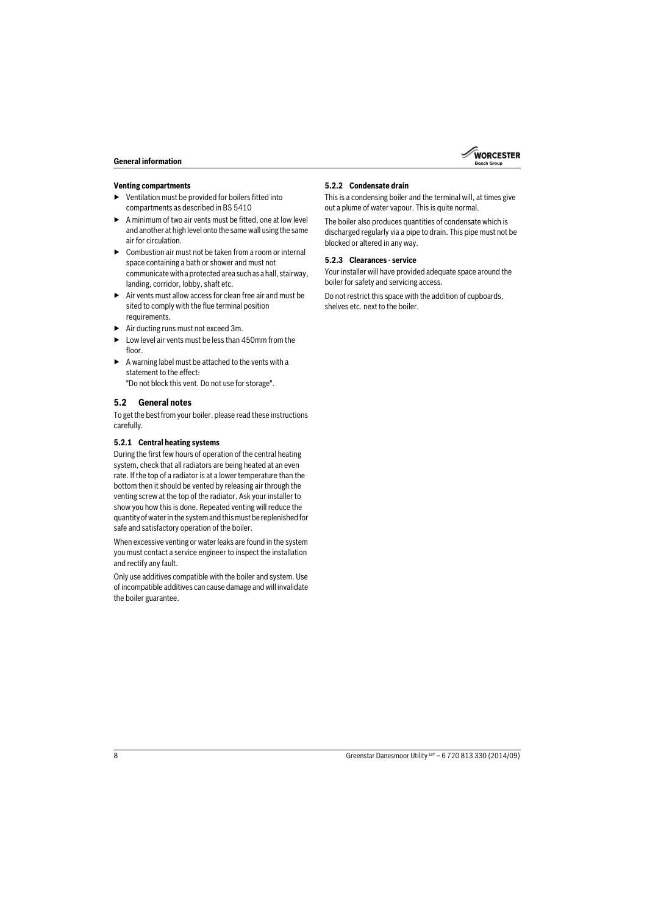**Venting compartments**

- Ventilation must be provided for boilers fitted into compartments as described in BS 5410
- A minimum of two air vents must be fitted, one at low level and another at high level onto the same wall using the same air for circulation.
- Combustion air must not be taken from a room or internal space containing a bath or shower and must not communicate with a protected area such as a hall, stairway, landing, corridor, lobby, shaft etc.
- Air vents must allow access for clean free air and must be sited to comply with the flue terminal position requirements.
- Air ducting runs must not exceed 3m.
- Low level air vents must be less than 450mm from the floor.
- A warning label must be attached to the vents with a statement to the effect:
  "Do not block this vent. Do not use for storage".

## 5.2 General notes

To get the best from your boiler. please read these instructions carefully.

### 5.2.1 Central heating systems

During the first few hours of operation of the central heating system, check that all radiators are being heated at an even rate. If the top of a radiator is at a lower temperature than the bottom then it should be vented by releasing air through the venting screw at the top of the radiator. Ask your installer to show you how this is done. Repeated venting will reduce the quantity of water in the system and this must be replenished for safe and satisfactory operation of the boiler.

When excessive venting or water leaks are found in the system you must contact a service engineer to inspect the installation and rectify any fault.

Only use additives compatible with the boiler and system. Use of incompatible additives can cause damage and will invalidate the boiler guarantee.

### 5.2.2 Condensate drain

This is a condensing boiler and the terminal will, at times give out a plume of water vapour. This is quite normal.

The boiler also produces quantities of condensate which is discharged regularly via a pipe to drain. This pipe must not be blocked or altered in any way.

### 5.2.3 Clearances - service

Your installer will have provided adequate space around the boiler for safety and servicing access.

Do not restrict this space with the addition of cupboards, shelves etc. next to the boiler.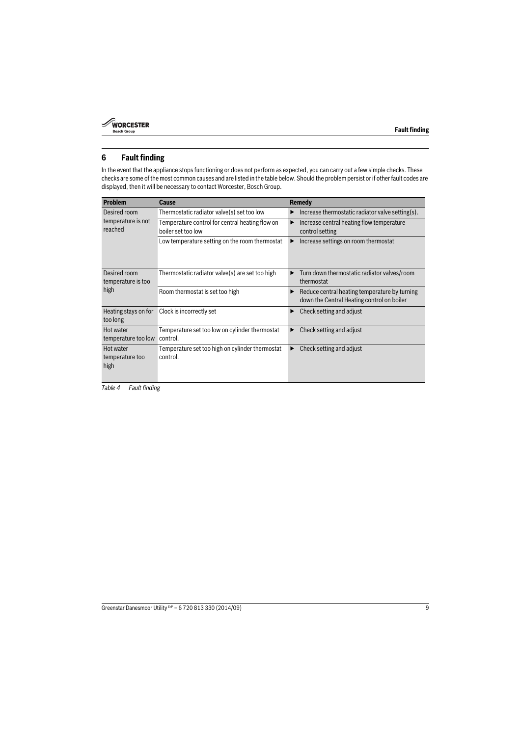## 6 Fault finding

In the event that the appliance stops functioning or does not perform as expected, you can carry out a few simple checks. These checks are some of the most common causes and are listed in the table below. Should the problem persist or if other fault codes are displayed, then it will be necessary to contact Worcester, Bosch Group.

| Problem | Cause | Remedy |
|---|---|---|
| Desired room temperature is not reached | Thermostatic radiator valve(s) set too low | ▶ Increase thermostatic radiator valve setting(s). |
| | Temperature control for central heating flow on boiler set too low | ▶ Increase central heating flow temperature control setting |
| | Low temperature setting on the room thermostat | ▶ Increase settings on room thermostat |
| Desired room temperature is too high | Thermostatic radiator valve(s) are set too high | ▶ Turn down thermostatic radiator valves/room thermostat |
| | Room thermostat is set too high | ▶ Reduce central heating temperature by turning down the Central Heating control on boiler |
| Heating stays on for too long | Clock is incorrectly set | ▶ Check setting and adjust |
| Hot water temperature too low | Temperature set too low on cylinder thermostat control. | ▶ Check setting and adjust |
| Hot water temperature too high | Temperature set too high on cylinder thermostat control. | ▶ Check setting and adjust |

*Table 4 Fault finding*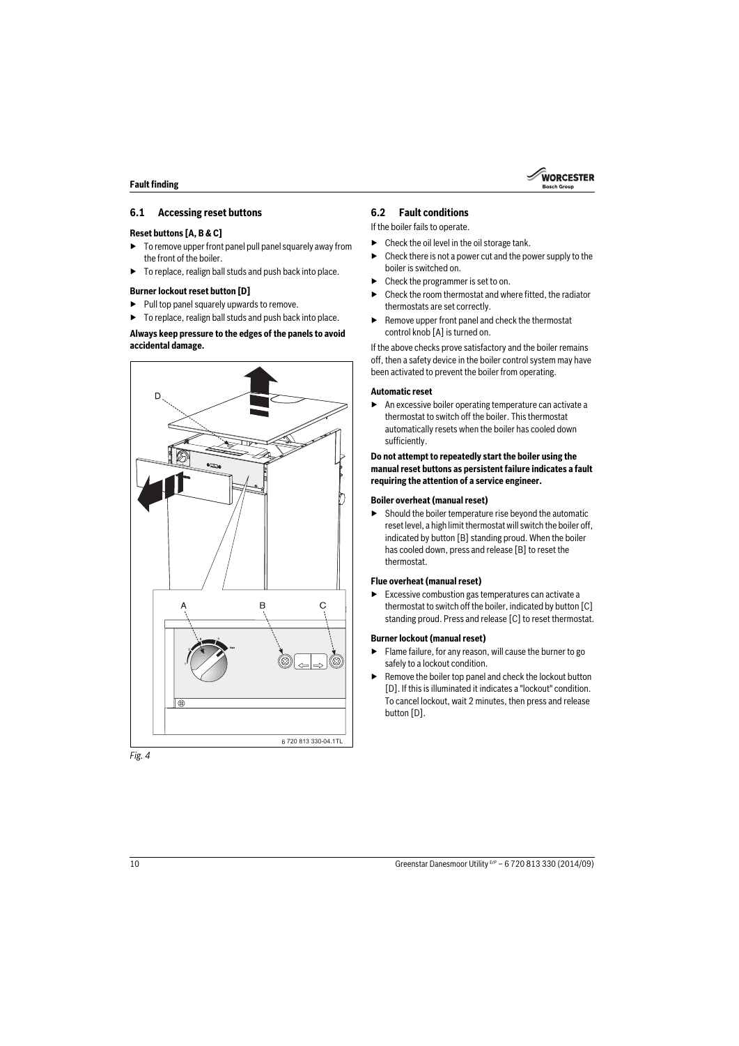## 6.1 Accessing reset buttons

**Reset buttons [A, B & C]**

- To remove upper front panel pull panel squarely away from the front of the boiler.
- To replace, realign ball studs and push back into place.

**Burner lockout reset button [D]**

- Pull top panel squarely upwards to remove.
- To replace, realign ball studs and push back into place.

**Always keep pressure to the edges of the panels to avoid accidental damage.**

*Fig. 4*

## 6.2 Fault conditions

If the boiler fails to operate.

- Check the oil level in the oil storage tank.
- Check there is not a power cut and the power supply to the boiler is switched on.
- Check the programmer is set to on.
- Check the room thermostat and where fitted, the radiator thermostats are set correctly.
- Remove upper front panel and check the thermostat control knob [A] is turned on.

If the above checks prove satisfactory and the boiler remains off, then a safety device in the boiler control system may have been activated to prevent the boiler from operating.

**Automatic reset**

- An excessive boiler operating temperature can activate a thermostat to switch off the boiler. This thermostat automatically resets when the boiler has cooled down sufficiently.

**Do not attempt to repeatedly start the boiler using the manual reset buttons as persistent failure indicates a fault requiring the attention of a service engineer.**

**Boiler overheat (manual reset)**

- Should the boiler temperature rise beyond the automatic reset level, a high limit thermostat will switch the boiler off, indicated by button [B] standing proud. When the boiler has cooled down, press and release [B] to reset the thermostat.

**Flue overheat (manual reset)**

- Excessive combustion gas temperatures can activate a thermostat to switch off the boiler, indicated by button [C] standing proud. Press and release [C] to reset thermostat.

**Burner lockout (manual reset)**

- Flame failure, for any reason, will cause the burner to go safely to a lockout condition.
- Remove the boiler top panel and check the lockout button [D]. If this is illuminated it indicates a "lockout" condition. To cancel lockout, wait 2 minutes, then press and release button [D].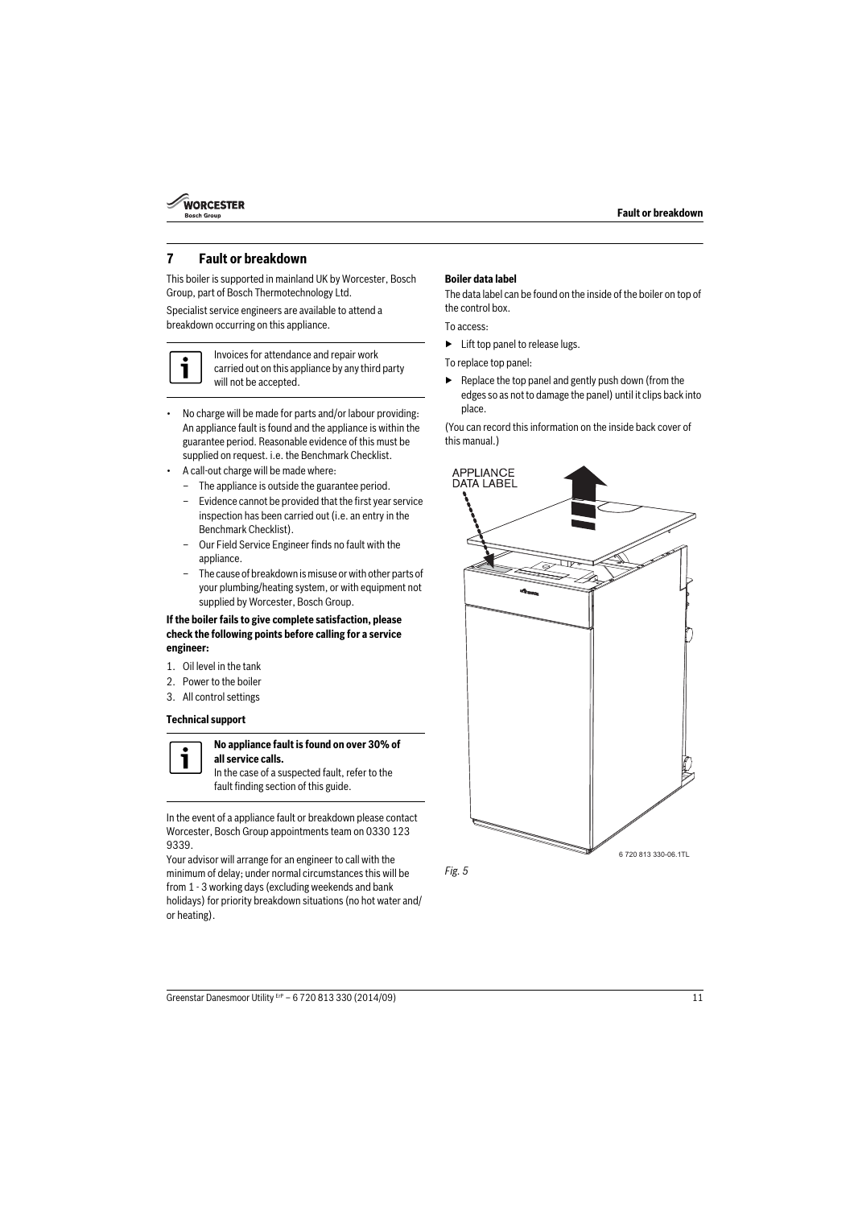## 7 Fault or breakdown

This boiler is supported in mainland UK by Worcester, Bosch Group, part of Bosch Thermotechnology Ltd.

Specialist service engineers are available to attend a breakdown occurring on this appliance.

> Invoices for attendance and repair work carried out on this appliance by any third party will not be accepted.

- No charge will be made for parts and/or labour providing: An appliance fault is found and the appliance is within the guarantee period. Reasonable evidence of this must be supplied on request. i.e. the Benchmark Checklist.
- A call-out charge will be made where:
  - The appliance is outside the guarantee period.
  - Evidence cannot be provided that the first year service inspection has been carried out (i.e. an entry in the Benchmark Checklist).
  - Our Field Service Engineer finds no fault with the appliance.
  - The cause of breakdown is misuse or with other parts of your plumbing/heating system, or with equipment not supplied by Worcester, Bosch Group.

**If the boiler fails to give complete satisfaction, please check the following points before calling for a service engineer:**

1. Oil level in the tank
2. Power to the boiler
3. All control settings

**Technical support**

> **No appliance fault is found on over 30% of all service calls.**
> In the case of a suspected fault, refer to the fault finding section of this guide.

In the event of a appliance fault or breakdown please contact Worcester, Bosch Group appointments team on 0330 123 9339.

Your advisor will arrange for an engineer to call with the minimum of delay; under normal circumstances this will be from 1 - 3 working days (excluding weekends and bank holidays) for priority breakdown situations (no hot water and/ or heating).

**Boiler data label**

The data label can be found on the inside of the boiler on top of the control box.

To access:

- ▶ Lift top panel to release lugs.

To replace top panel:

- ▶ Replace the top panel and gently push down (from the edges so as not to damage the panel) until it clips back into place.

(You can record this information on the inside back cover of this manual.)

APPLIANCE DATA LABEL

6 720 813 330-06.1TL

*Fig. 5*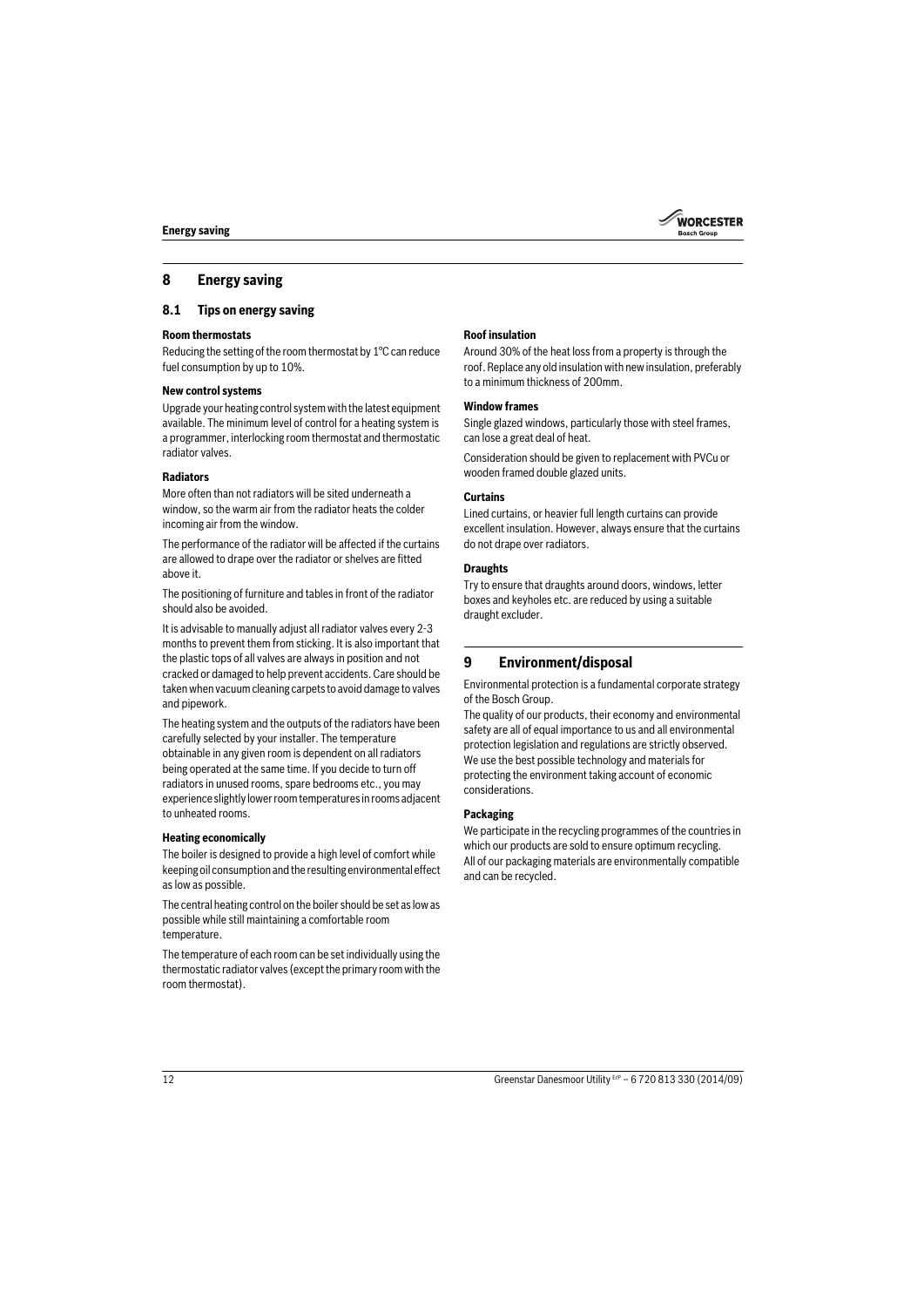## 8 Energy saving

### 8.1 Tips on energy saving

**Room thermostats**

Reducing the setting of the room thermostat by 1°C can reduce fuel consumption by up to 10%.

**New control systems**

Upgrade your heating control system with the latest equipment available. The minimum level of control for a heating system is a programmer, interlocking room thermostat and thermostatic radiator valves.

**Radiators**

More often than not radiators will be sited underneath a window, so the warm air from the radiator heats the colder incoming air from the window.

The performance of the radiator will be affected if the curtains are allowed to drape over the radiator or shelves are fitted above it.

The positioning of furniture and tables in front of the radiator should also be avoided.

It is advisable to manually adjust all radiator valves every 2-3 months to prevent them from sticking. It is also important that the plastic tops of all valves are always in position and not cracked or damaged to help prevent accidents. Care should be taken when vacuum cleaning carpets to avoid damage to valves and pipework.

The heating system and the outputs of the radiators have been carefully selected by your installer. The temperature obtainable in any given room is dependent on all radiators being operated at the same time. If you decide to turn off radiators in unused rooms, spare bedrooms etc., you may experience slightly lower room temperatures in rooms adjacent to unheated rooms.

**Heating economically**

The boiler is designed to provide a high level of comfort while keeping oil consumption and the resulting environmental effect as low as possible.

The central heating control on the boiler should be set as low as possible while still maintaining a comfortable room temperature.

The temperature of each room can be set individually using the thermostatic radiator valves (except the primary room with the room thermostat).

**Roof insulation**

Around 30% of the heat loss from a property is through the roof. Replace any old insulation with new insulation, preferably to a minimum thickness of 200mm.

**Window frames**

Single glazed windows, particularly those with steel frames, can lose a great deal of heat.

Consideration should be given to replacement with PVCu or wooden framed double glazed units.

**Curtains**

Lined curtains, or heavier full length curtains can provide excellent insulation. However, always ensure that the curtains do not drape over radiators.

**Draughts**

Try to ensure that draughts around doors, windows, letter boxes and keyholes etc. are reduced by using a suitable draught excluder.

## 9 Environment/disposal

Environmental protection is a fundamental corporate strategy of the Bosch Group.

The quality of our products, their economy and environmental safety are all of equal importance to us and all environmental protection legislation and regulations are strictly observed.

We use the best possible technology and materials for protecting the environment taking account of economic considerations.

**Packaging**

We participate in the recycling programmes of the countries in which our products are sold to ensure optimum recycling.

All of our packaging materials are environmentally compatible and can be recycled.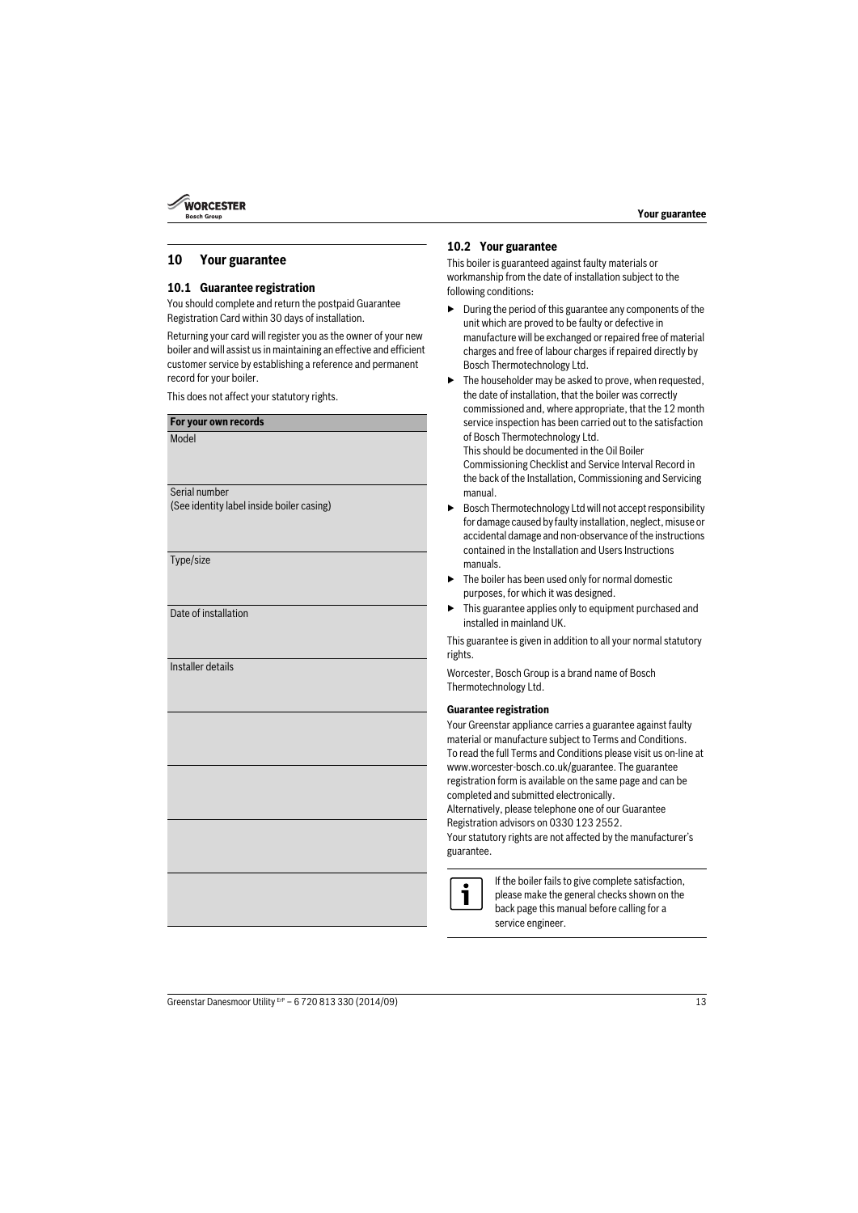## 10 Your guarantee

### 10.1 Guarantee registration

You should complete and return the postpaid Guarantee Registration Card within 30 days of installation.

Returning your card will register you as the owner of your new boiler and will assist us in maintaining an effective and efficient customer service by establishing a reference and permanent record for your boiler.

This does not affect your statutory rights.

| For your own records |
|---|
| Model |
| Serial number<br>(See identity label inside boiler casing) |
| Type/size |
| Date of installation |
| Installer details |
| |
| |
| |
| |

### 10.2 Your guarantee

This boiler is guaranteed against faulty materials or workmanship from the date of installation subject to the following conditions:

- During the period of this guarantee any components of the unit which are proved to be faulty or defective in manufacture will be exchanged or repaired free of material charges and free of labour charges if repaired directly by Bosch Thermotechnology Ltd.
- The householder may be asked to prove, when requested, the date of installation, that the boiler was correctly commissioned and, where appropriate, that the 12 month service inspection has been carried out to the satisfaction of Bosch Thermotechnology Ltd.
  This should be documented in the Oil Boiler Commissioning Checklist and Service Interval Record in the back of the Installation, Commissioning and Servicing manual.
- Bosch Thermotechnology Ltd will not accept responsibility for damage caused by faulty installation, neglect, misuse or accidental damage and non-observance of the instructions contained in the Installation and Users Instructions manuals.
- The boiler has been used only for normal domestic purposes, for which it was designed.
- This guarantee applies only to equipment purchased and installed in mainland UK.

This guarantee is given in addition to all your normal statutory rights.

Worcester, Bosch Group is a brand name of Bosch Thermotechnology Ltd.

**Guarantee registration**

Your Greenstar appliance carries a guarantee against faulty material or manufacture subject to Terms and Conditions. To read the full Terms and Conditions please visit us on-line at www.worcester-bosch.co.uk/guarantee. The guarantee registration form is available on the same page and can be completed and submitted electronically.
Alternatively, please telephone one of our Guarantee Registration advisors on 0330 123 2552.
Your statutory rights are not affected by the manufacturer's guarantee.

If the boiler fails to give complete satisfaction, please make the general checks shown on the back page this manual before calling for a service engineer.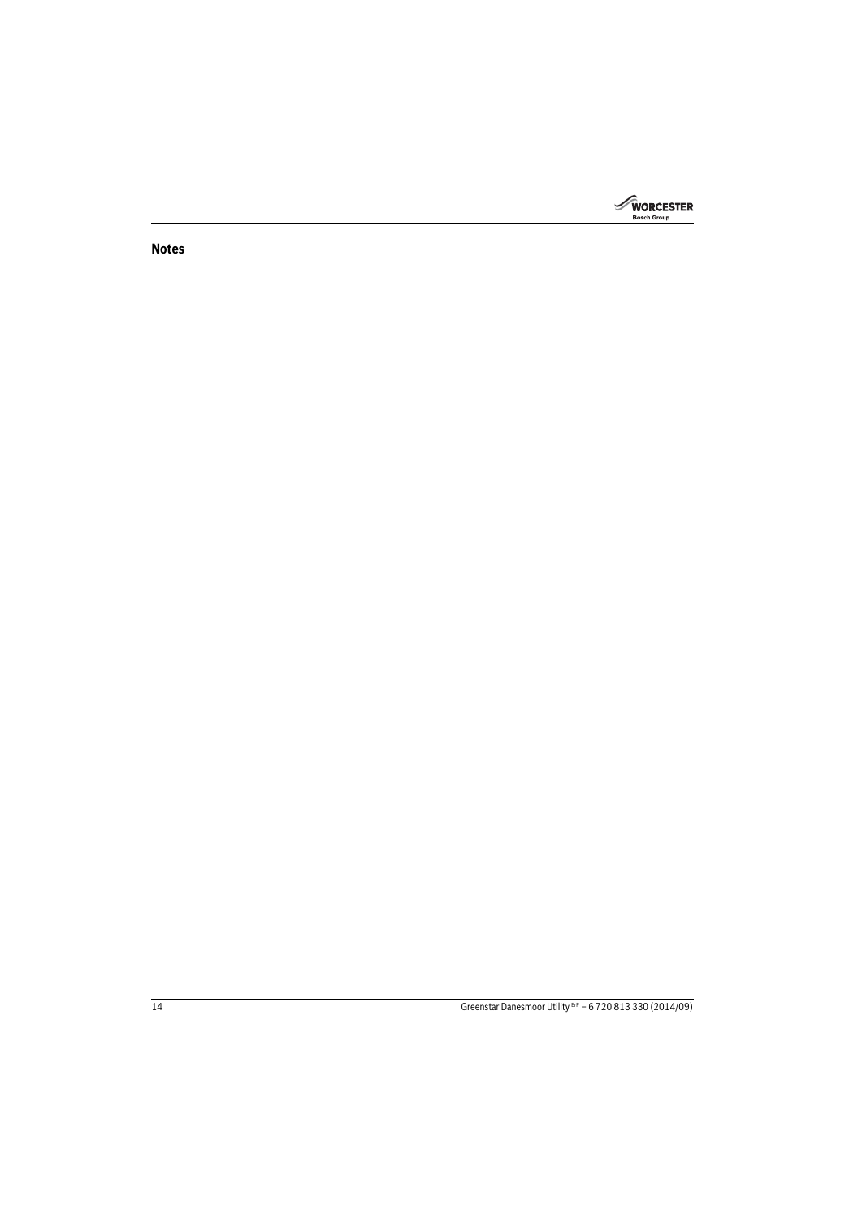**Notes**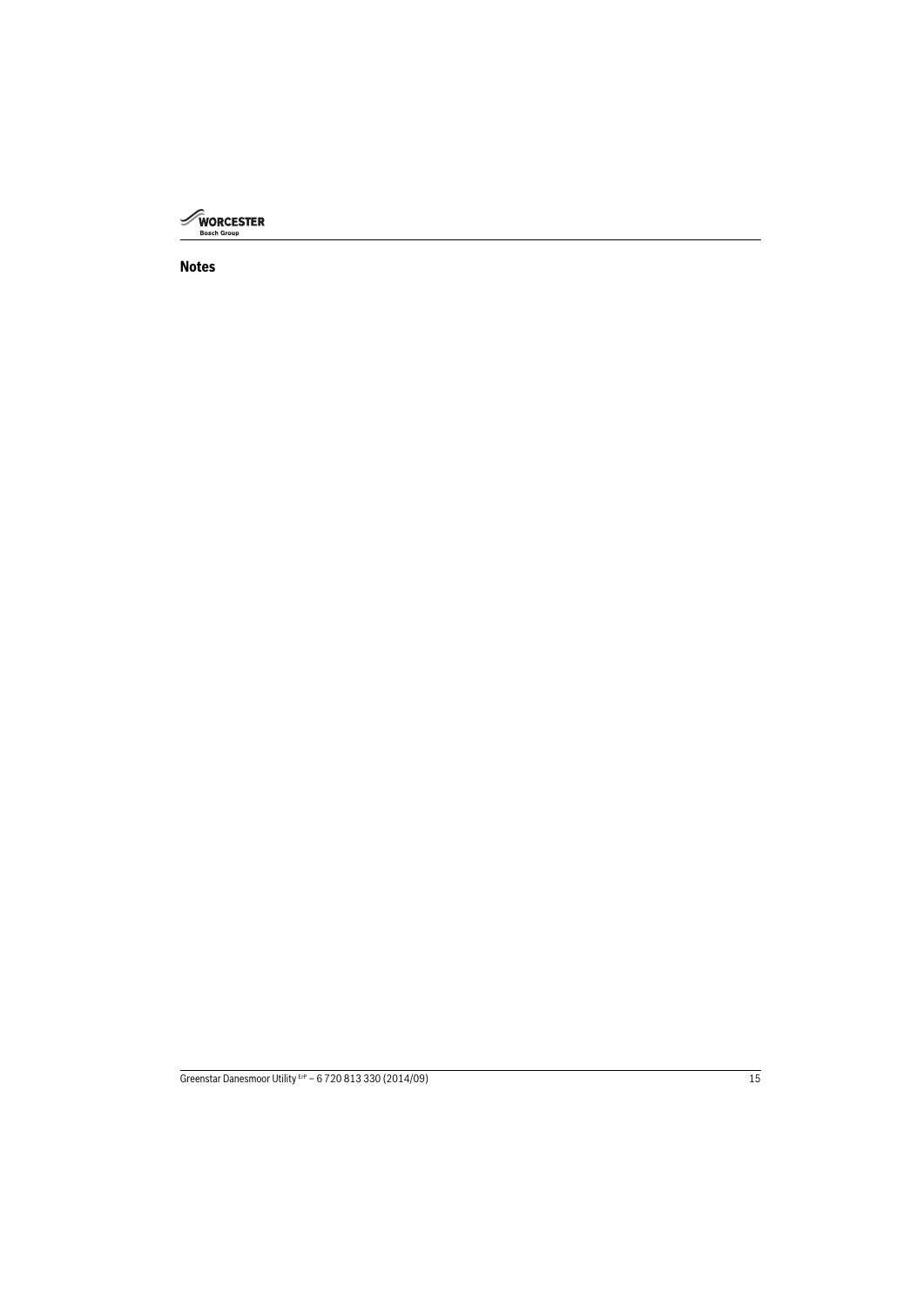## Notes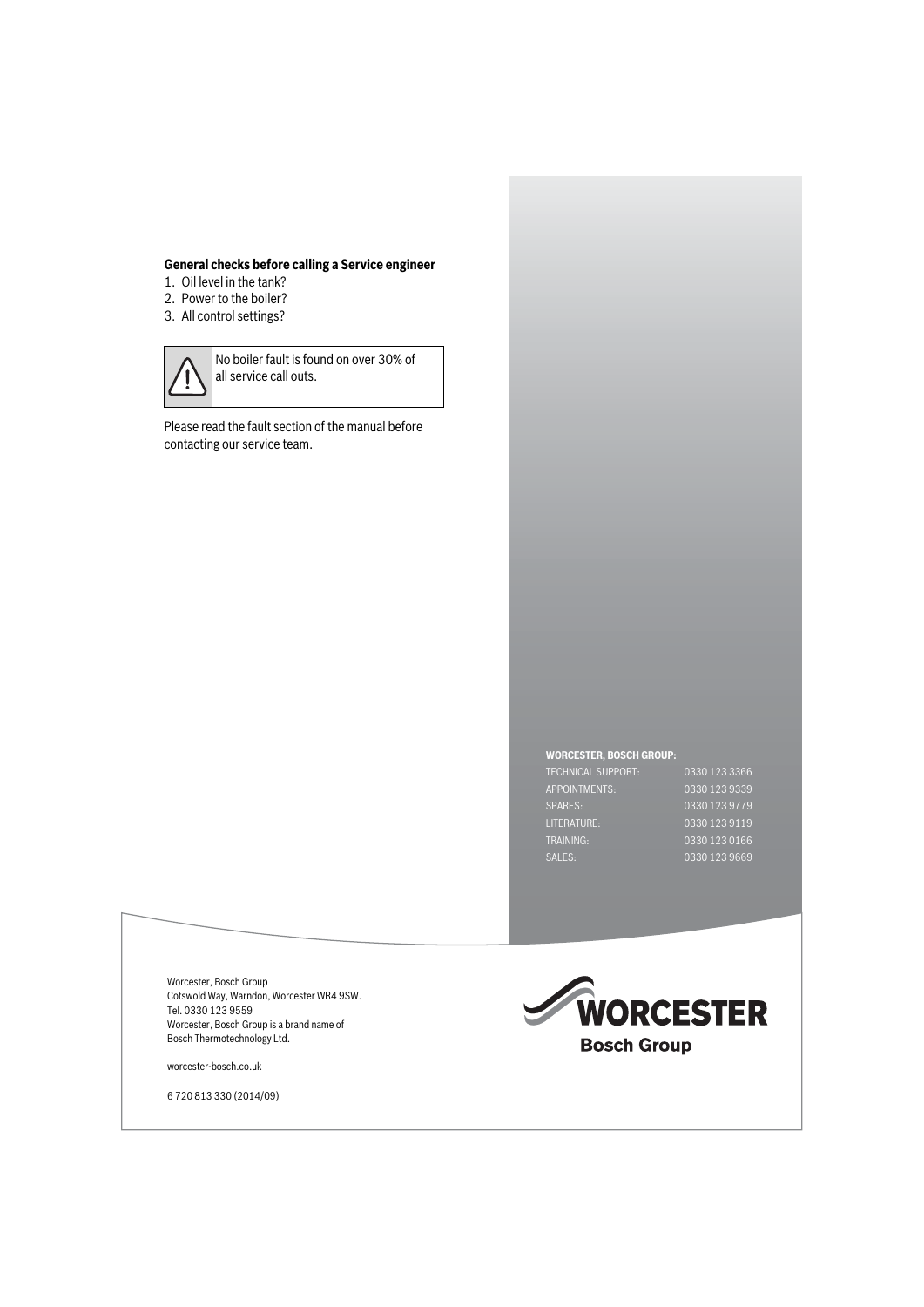**General checks before calling a Service engineer**

1. Oil level in the tank?
2. Power to the boiler?
3. All control settings?

> ⚠ No boiler fault is found on over 30% of all service call outs.

Please read the fault section of the manual before contacting our service team.

**WORCESTER, BOSCH GROUP:**

| | |
|---|---|
| TECHNICAL SUPPORT: | 0330 123 3366 |
| APPOINTMENTS: | 0330 123 9339 |
| SPARES: | 0330 123 9779 |
| LITERATURE: | 0330 123 9119 |
| TRAINING: | 0330 123 0166 |
| SALES: | 0330 123 9669 |

Worcester, Bosch Group
Cotswold Way, Warndon, Worcester WR4 9SW.
Tel. 0330 123 9559
Worcester, Bosch Group is a brand name of
Bosch Thermotechnology Ltd.

worcester-bosch.co.uk

6 720 813 330 (2014/09)

WORCESTER
Bosch Group